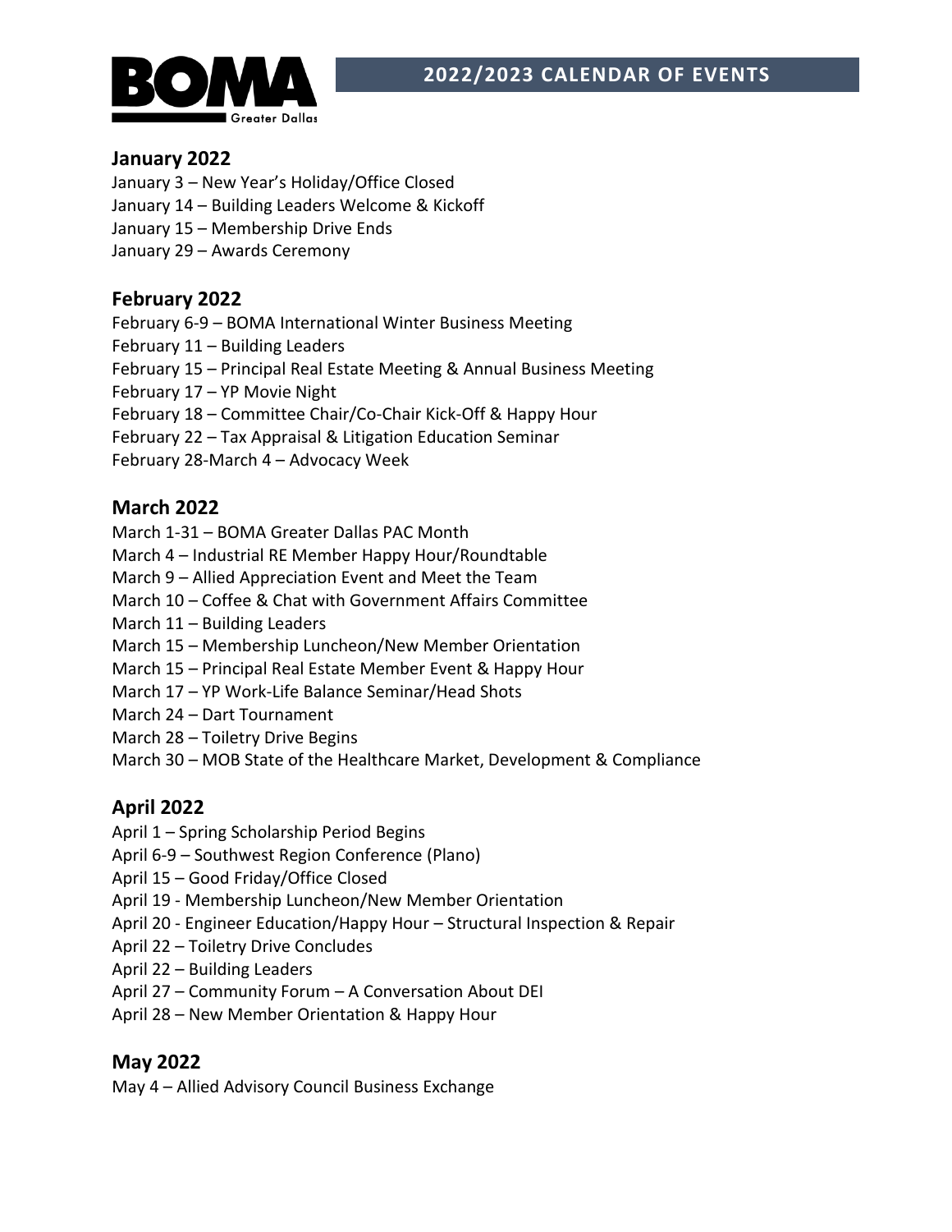BOMA Greater Dallas

# 2022/2023 CALENDAR OF EVENTS

## January 2022

January 3 – New Year's Holiday/Office Closed
January 14 – Building Leaders Welcome & Kickoff
January 15 – Membership Drive Ends
January 29 – Awards Ceremony

## February 2022

February 6-9 – BOMA International Winter Business Meeting
February 11 – Building Leaders
February 15 – Principal Real Estate Meeting & Annual Business Meeting
February 17 – YP Movie Night
February 18 – Committee Chair/Co-Chair Kick-Off & Happy Hour
February 22 – Tax Appraisal & Litigation Education Seminar
February 28-March 4 – Advocacy Week

## March 2022

March 1-31 – BOMA Greater Dallas PAC Month
March 4 – Industrial RE Member Happy Hour/Roundtable
March 9 – Allied Appreciation Event and Meet the Team
March 10 – Coffee & Chat with Government Affairs Committee
March 11 – Building Leaders
March 15 – Membership Luncheon/New Member Orientation
March 15 – Principal Real Estate Member Event & Happy Hour
March 17 – YP Work-Life Balance Seminar/Head Shots
March 24 – Dart Tournament
March 28 – Toiletry Drive Begins
March 30 – MOB State of the Healthcare Market, Development & Compliance

## April 2022

April 1 – Spring Scholarship Period Begins
April 6-9 – Southwest Region Conference (Plano)
April 15 – Good Friday/Office Closed
April 19 - Membership Luncheon/New Member Orientation
April 20 - Engineer Education/Happy Hour – Structural Inspection & Repair
April 22 – Toiletry Drive Concludes
April 22 – Building Leaders
April 27 – Community Forum – A Conversation About DEI
April 28 – New Member Orientation & Happy Hour

## May 2022

May 4 – Allied Advisory Council Business Exchange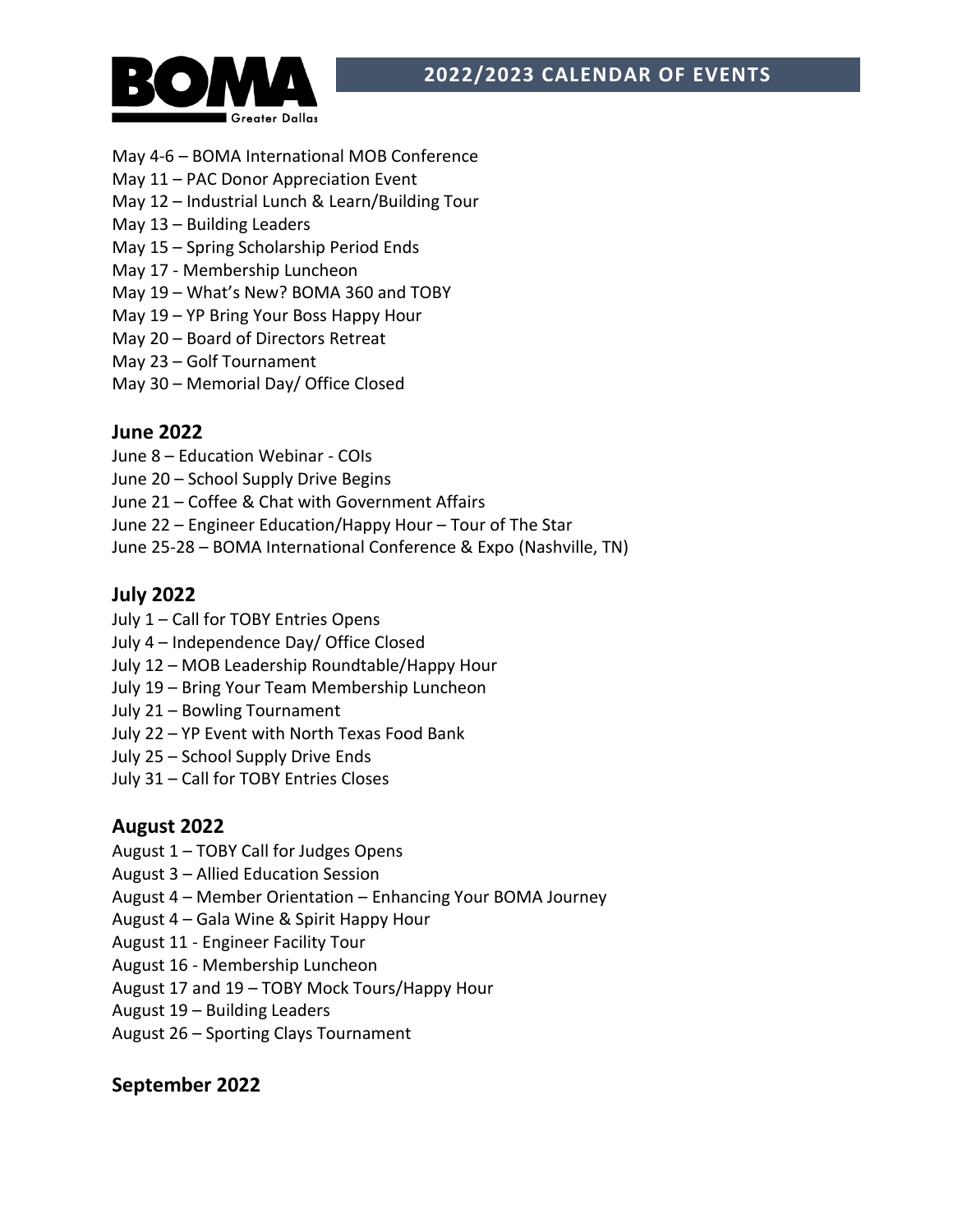May 4-6 – BOMA International MOB Conference
May 11 – PAC Donor Appreciation Event
May 12 – Industrial Lunch & Learn/Building Tour
May 13 – Building Leaders
May 15 – Spring Scholarship Period Ends
May 17 - Membership Luncheon
May 19 – What's New? BOMA 360 and TOBY
May 19 – YP Bring Your Boss Happy Hour
May 20 – Board of Directors Retreat
May 23 – Golf Tournament
May 30 – Memorial Day/ Office Closed

## June 2022

June 8 – Education Webinar - COIs
June 20 – School Supply Drive Begins
June 21 – Coffee & Chat with Government Affairs
June 22 – Engineer Education/Happy Hour – Tour of The Star
June 25-28 – BOMA International Conference & Expo (Nashville, TN)

## July 2022

July 1 – Call for TOBY Entries Opens
July 4 – Independence Day/ Office Closed
July 12 – MOB Leadership Roundtable/Happy Hour
July 19 – Bring Your Team Membership Luncheon
July 21 – Bowling Tournament
July 22 – YP Event with North Texas Food Bank
July 25 – School Supply Drive Ends
July 31 – Call for TOBY Entries Closes

## August 2022

August 1 – TOBY Call for Judges Opens
August 3 – Allied Education Session
August 4 – Member Orientation – Enhancing Your BOMA Journey
August 4 – Gala Wine & Spirit Happy Hour
August 11 - Engineer Facility Tour
August 16 - Membership Luncheon
August 17 and 19 – TOBY Mock Tours/Happy Hour
August 19 – Building Leaders
August 26 – Sporting Clays Tournament

## September 2022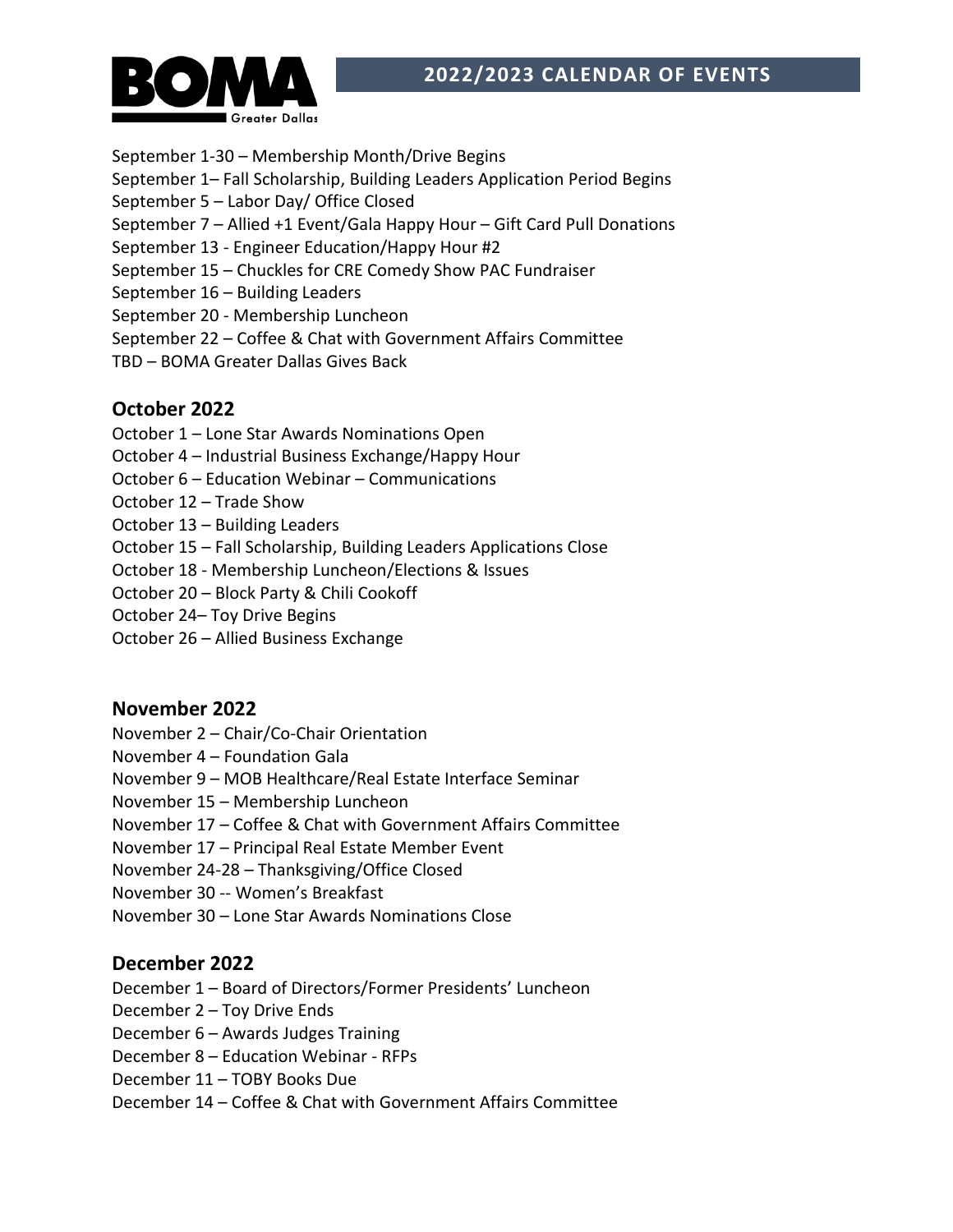BOMA Greater Dallas

## 2022/2023 CALENDAR OF EVENTS

September 1-30 – Membership Month/Drive Begins
September 1– Fall Scholarship, Building Leaders Application Period Begins
September 5 – Labor Day/ Office Closed
September 7 – Allied +1 Event/Gala Happy Hour – Gift Card Pull Donations
September 13 - Engineer Education/Happy Hour #2
September 15 – Chuckles for CRE Comedy Show PAC Fundraiser
September 16 – Building Leaders
September 20 - Membership Luncheon
September 22 – Coffee & Chat with Government Affairs Committee
TBD – BOMA Greater Dallas Gives Back

### October 2022

October 1 – Lone Star Awards Nominations Open
October 4 – Industrial Business Exchange/Happy Hour
October 6 – Education Webinar – Communications
October 12 – Trade Show
October 13 – Building Leaders
October 15 – Fall Scholarship, Building Leaders Applications Close
October 18 - Membership Luncheon/Elections & Issues
October 20 – Block Party & Chili Cookoff
October 24– Toy Drive Begins
October 26 – Allied Business Exchange

### November 2022

November 2 – Chair/Co-Chair Orientation
November 4 – Foundation Gala
November 9 – MOB Healthcare/Real Estate Interface Seminar
November 15 – Membership Luncheon
November 17 – Coffee & Chat with Government Affairs Committee
November 17 – Principal Real Estate Member Event
November 24-28 – Thanksgiving/Office Closed
November 30 -- Women's Breakfast
November 30 – Lone Star Awards Nominations Close

### December 2022

December 1 – Board of Directors/Former Presidents' Luncheon
December 2 – Toy Drive Ends
December 6 – Awards Judges Training
December 8 – Education Webinar - RFPs
December 11 – TOBY Books Due
December 14 – Coffee & Chat with Government Affairs Committee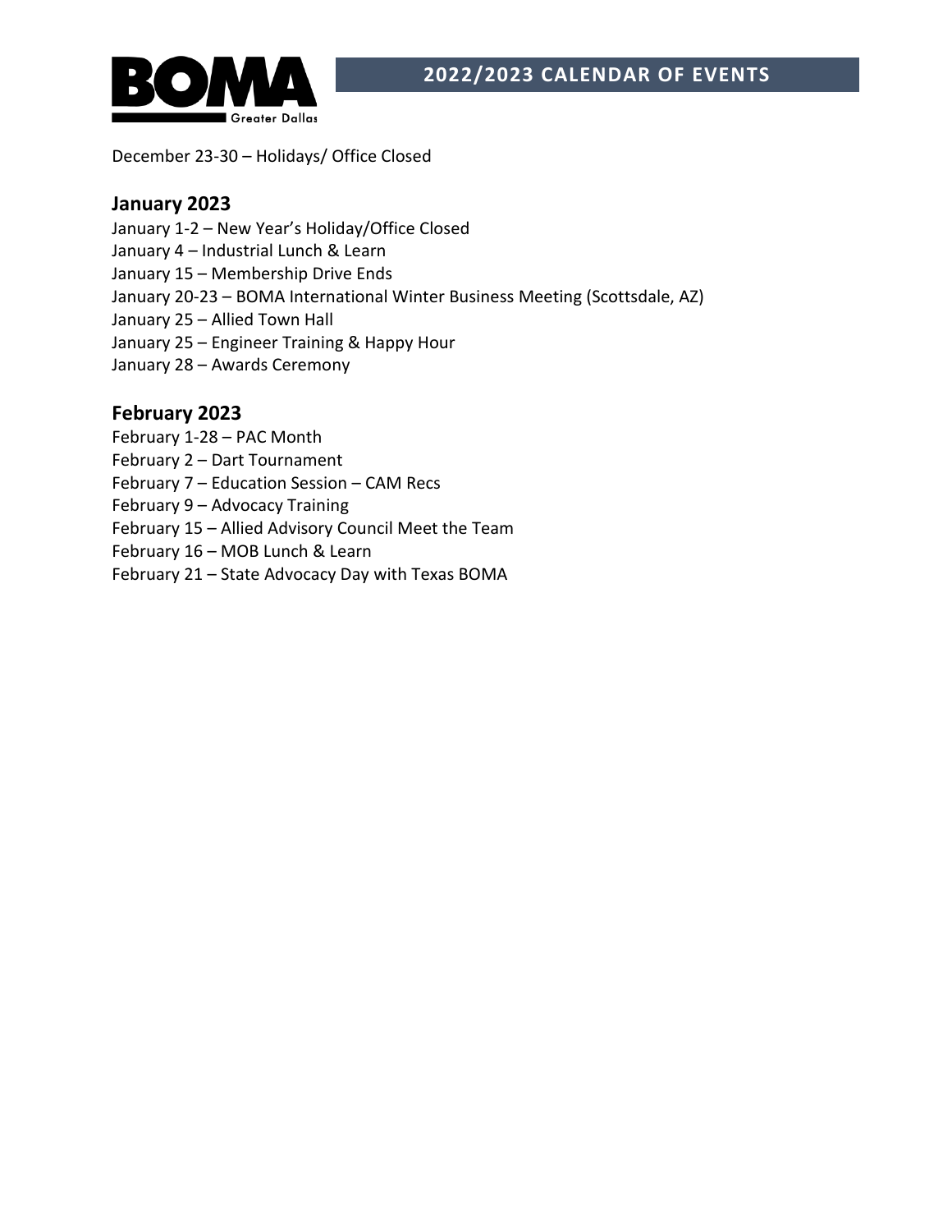December 23-30 – Holidays/ Office Closed

## January 2023

January 1-2 – New Year's Holiday/Office Closed
January 4 – Industrial Lunch & Learn
January 15 – Membership Drive Ends
January 20-23 – BOMA International Winter Business Meeting (Scottsdale, AZ)
January 25 – Allied Town Hall
January 25 – Engineer Training & Happy Hour
January 28 – Awards Ceremony

## February 2023

February 1-28 – PAC Month
February 2 – Dart Tournament
February 7 – Education Session – CAM Recs
February 9 – Advocacy Training
February 15 – Allied Advisory Council Meet the Team
February 16 – MOB Lunch & Learn
February 21 – State Advocacy Day with Texas BOMA